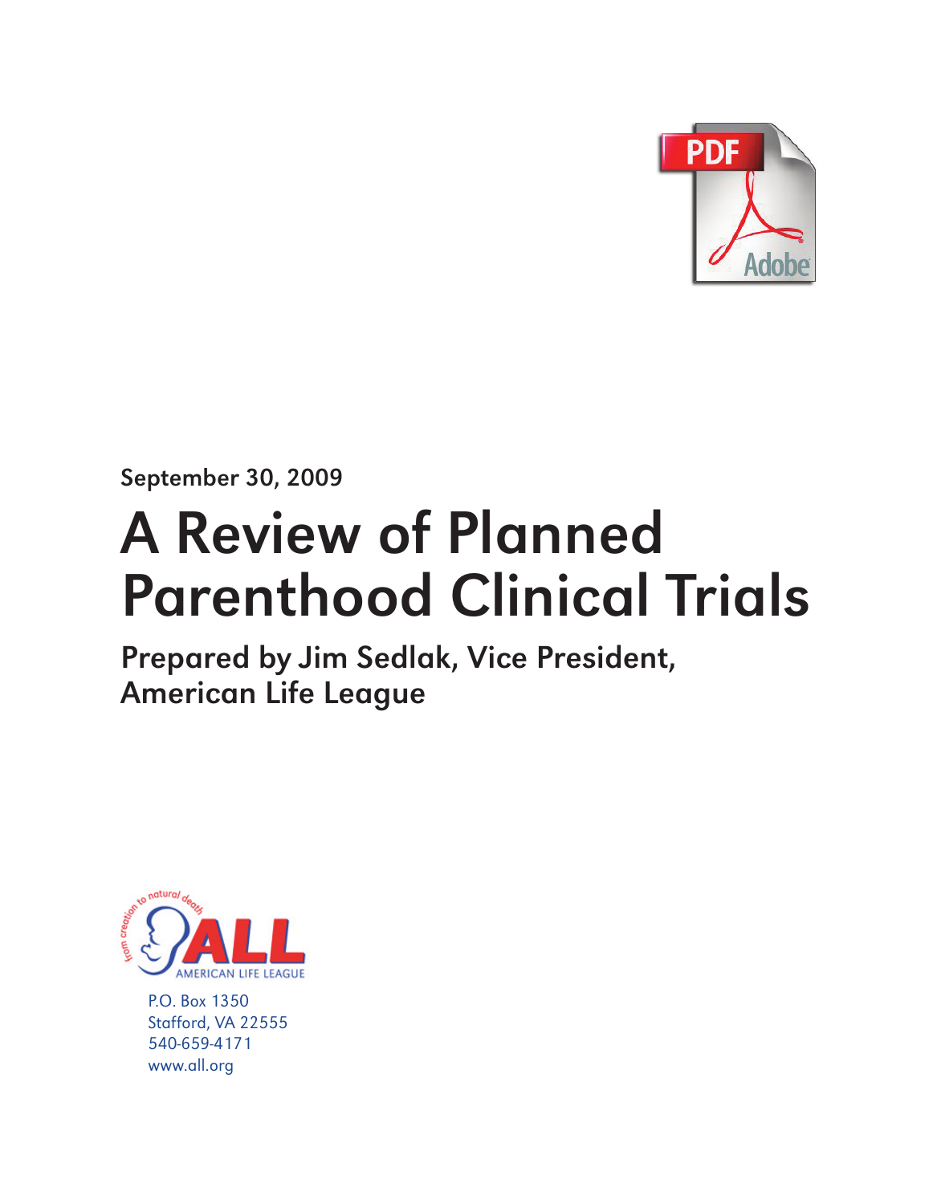September 30, 2009

# A Review of Planned Parenthood Clinical Trials

## Prepared by Jim Sedlak, Vice President, American Life League

from creation to natural death

ALL

AMERICAN LIFE LEAGUE

P.O. Box 1350
Stafford, VA 22555
540-659-4171
www.all.org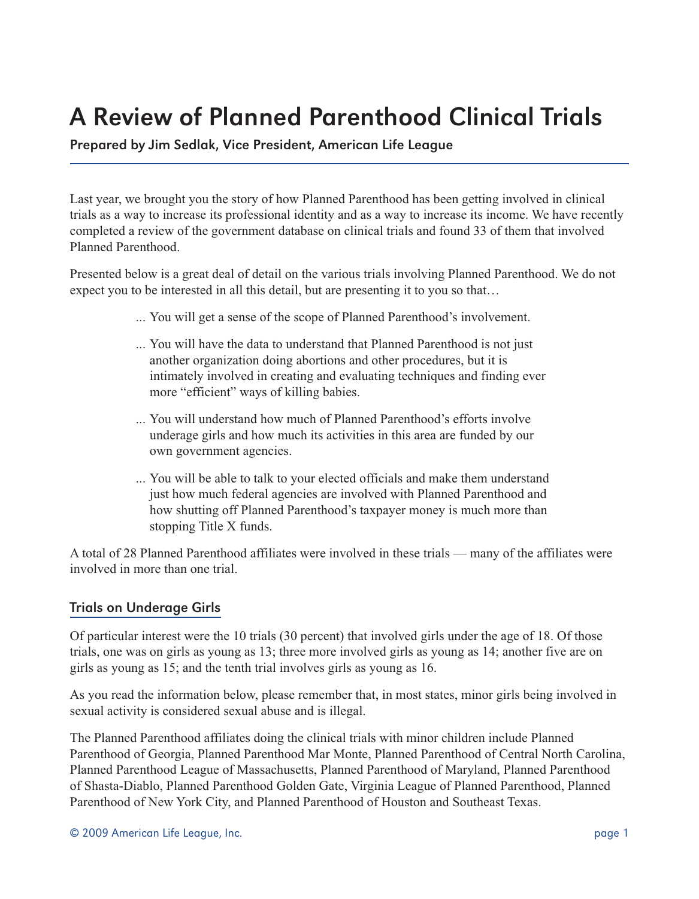# A Review of Planned Parenthood Clinical Trials

**Prepared by Jim Sedlak, Vice President, American Life League**

Last year, we brought you the story of how Planned Parenthood has been getting involved in clinical trials as a way to increase its professional identity and as a way to increase its income. We have recently completed a review of the government database on clinical trials and found 33 of them that involved Planned Parenthood.

Presented below is a great deal of detail on the various trials involving Planned Parenthood. We do not expect you to be interested in all this detail, but are presenting it to you so that…

... You will get a sense of the scope of Planned Parenthood's involvement.

... You will have the data to understand that Planned Parenthood is not just another organization doing abortions and other procedures, but it is intimately involved in creating and evaluating techniques and finding ever more "efficient" ways of killing babies.

... You will understand how much of Planned Parenthood's efforts involve underage girls and how much its activities in this area are funded by our own government agencies.

... You will be able to talk to your elected officials and make them understand just how much federal agencies are involved with Planned Parenthood and how shutting off Planned Parenthood's taxpayer money is much more than stopping Title X funds.

A total of 28 Planned Parenthood affiliates were involved in these trials — many of the affiliates were involved in more than one trial.

## Trials on Underage Girls

Of particular interest were the 10 trials (30 percent) that involved girls under the age of 18. Of those trials, one was on girls as young as 13; three more involved girls as young as 14; another five are on girls as young as 15; and the tenth trial involves girls as young as 16.

As you read the information below, please remember that, in most states, minor girls being involved in sexual activity is considered sexual abuse and is illegal.

The Planned Parenthood affiliates doing the clinical trials with minor children include Planned Parenthood of Georgia, Planned Parenthood Mar Monte, Planned Parenthood of Central North Carolina, Planned Parenthood League of Massachusetts, Planned Parenthood of Maryland, Planned Parenthood of Shasta-Diablo, Planned Parenthood Golden Gate, Virginia League of Planned Parenthood, Planned Parenthood of New York City, and Planned Parenthood of Houston and Southeast Texas.

© 2009 American Life League, Inc.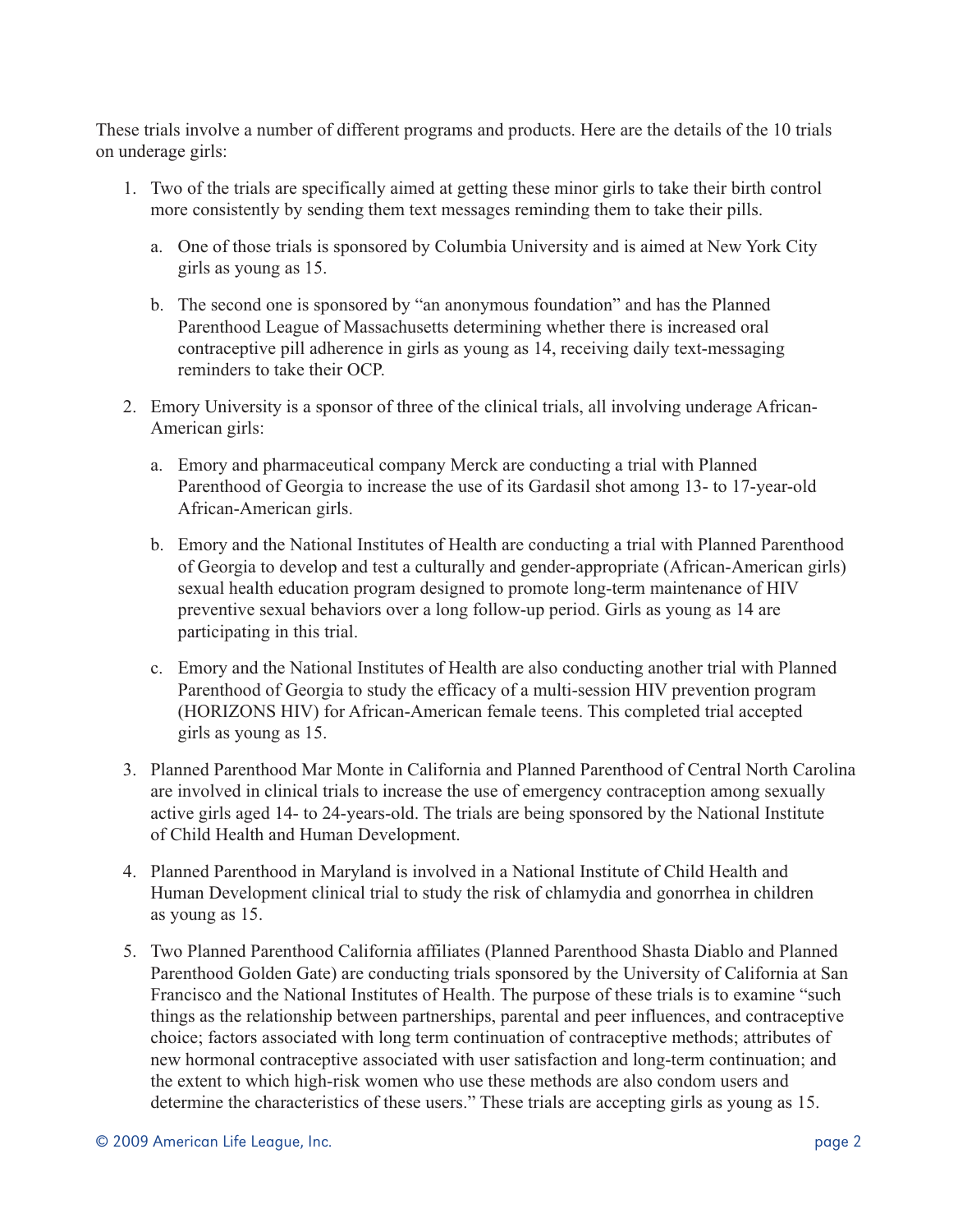These trials involve a number of different programs and products. Here are the details of the 10 trials on underage girls:

1. Two of the trials are specifically aimed at getting these minor girls to take their birth control more consistently by sending them text messages reminding them to take their pills.
    a. One of those trials is sponsored by Columbia University and is aimed at New York City girls as young as 15.
    b. The second one is sponsored by "an anonymous foundation" and has the Planned Parenthood League of Massachusetts determining whether there is increased oral contraceptive pill adherence in girls as young as 14, receiving daily text-messaging reminders to take their OCP.
2. Emory University is a sponsor of three of the clinical trials, all involving underage African-American girls:
    a. Emory and pharmaceutical company Merck are conducting a trial with Planned Parenthood of Georgia to increase the use of its Gardasil shot among 13- to 17-year-old African-American girls.
    b. Emory and the National Institutes of Health are conducting a trial with Planned Parenthood of Georgia to develop and test a culturally and gender-appropriate (African-American girls) sexual health education program designed to promote long-term maintenance of HIV preventive sexual behaviors over a long follow-up period. Girls as young as 14 are participating in this trial.
    c. Emory and the National Institutes of Health are also conducting another trial with Planned Parenthood of Georgia to study the efficacy of a multi-session HIV prevention program (HORIZONS HIV) for African-American female teens. This completed trial accepted girls as young as 15.
3. Planned Parenthood Mar Monte in California and Planned Parenthood of Central North Carolina are involved in clinical trials to increase the use of emergency contraception among sexually active girls aged 14- to 24-years-old. The trials are being sponsored by the National Institute of Child Health and Human Development.
4. Planned Parenthood in Maryland is involved in a National Institute of Child Health and Human Development clinical trial to study the risk of chlamydia and gonorrhea in children as young as 15.
5. Two Planned Parenthood California affiliates (Planned Parenthood Shasta Diablo and Planned Parenthood Golden Gate) are conducting trials sponsored by the University of California at San Francisco and the National Institutes of Health. The purpose of these trials is to examine "such things as the relationship between partnerships, parental and peer influences, and contraceptive choice; factors associated with long term continuation of contraceptive methods; attributes of new hormonal contraceptive associated with user satisfaction and long-term continuation; and the extent to which high-risk women who use these methods are also condom users and determine the characteristics of these users." These trials are accepting girls as young as 15.

© 2009 American Life League, Inc.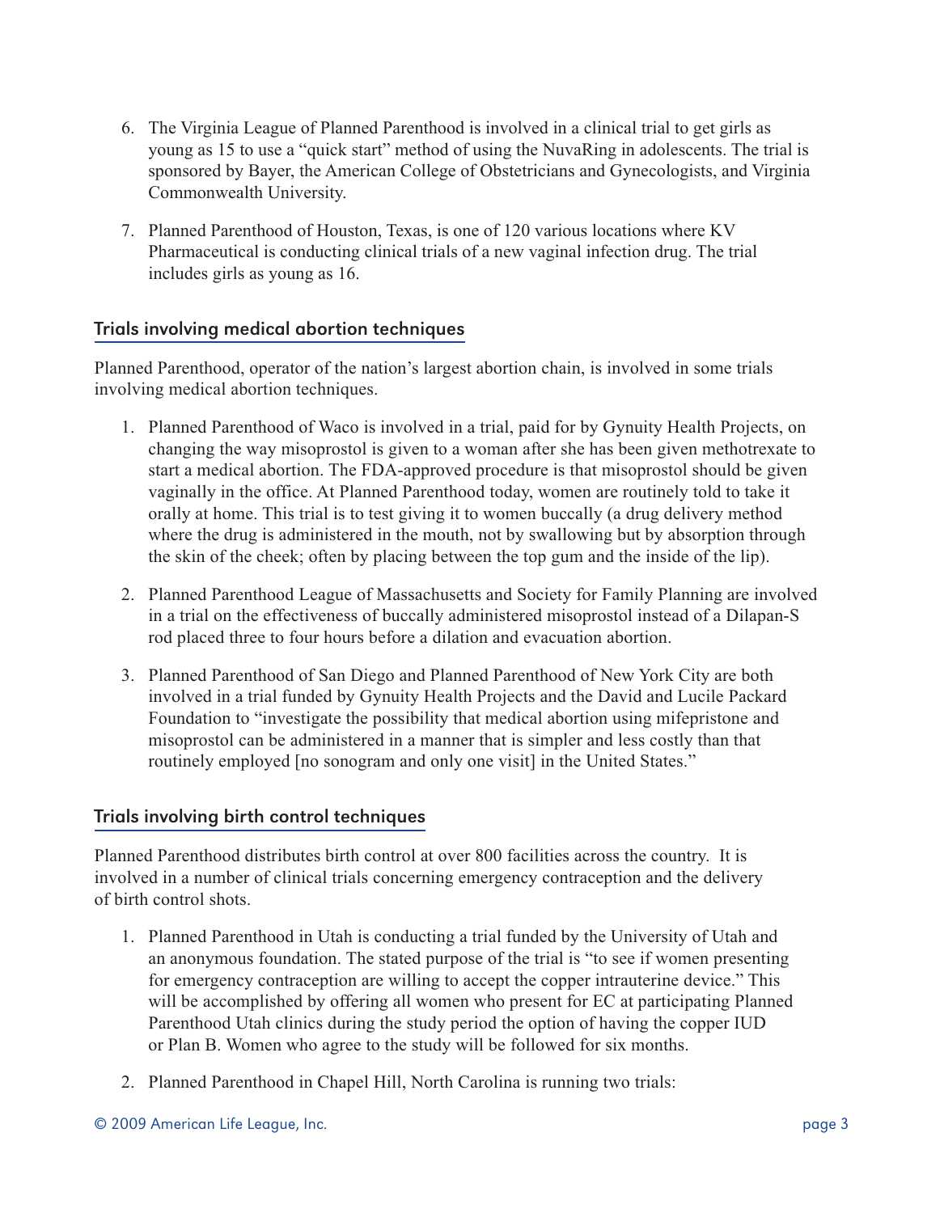6. The Virginia League of Planned Parenthood is involved in a clinical trial to get girls as young as 15 to use a "quick start" method of using the NuvaRing in adolescents. The trial is sponsored by Bayer, the American College of Obstetricians and Gynecologists, and Virginia Commonwealth University.

7. Planned Parenthood of Houston, Texas, is one of 120 various locations where KV Pharmaceutical is conducting clinical trials of a new vaginal infection drug. The trial includes girls as young as 16.

## Trials involving medical abortion techniques

Planned Parenthood, operator of the nation's largest abortion chain, is involved in some trials involving medical abortion techniques.

1. Planned Parenthood of Waco is involved in a trial, paid for by Gynuity Health Projects, on changing the way misoprostol is given to a woman after she has been given methotrexate to start a medical abortion. The FDA-approved procedure is that misoprostol should be given vaginally in the office. At Planned Parenthood today, women are routinely told to take it orally at home. This trial is to test giving it to women buccally (a drug delivery method where the drug is administered in the mouth, not by swallowing but by absorption through the skin of the cheek; often by placing between the top gum and the inside of the lip).

2. Planned Parenthood League of Massachusetts and Society for Family Planning are involved in a trial on the effectiveness of buccally administered misoprostol instead of a Dilapan-S rod placed three to four hours before a dilation and evacuation abortion.

3. Planned Parenthood of San Diego and Planned Parenthood of New York City are both involved in a trial funded by Gynuity Health Projects and the David and Lucile Packard Foundation to "investigate the possibility that medical abortion using mifepristone and misoprostol can be administered in a manner that is simpler and less costly than that routinely employed [no sonogram and only one visit] in the United States."

## Trials involving birth control techniques

Planned Parenthood distributes birth control at over 800 facilities across the country. It is involved in a number of clinical trials concerning emergency contraception and the delivery of birth control shots.

1. Planned Parenthood in Utah is conducting a trial funded by the University of Utah and an anonymous foundation. The stated purpose of the trial is "to see if women presenting for emergency contraception are willing to accept the copper intrauterine device." This will be accomplished by offering all women who present for EC at participating Planned Parenthood Utah clinics during the study period the option of having the copper IUD or Plan B. Women who agree to the study will be followed for six months.

2. Planned Parenthood in Chapel Hill, North Carolina is running two trials: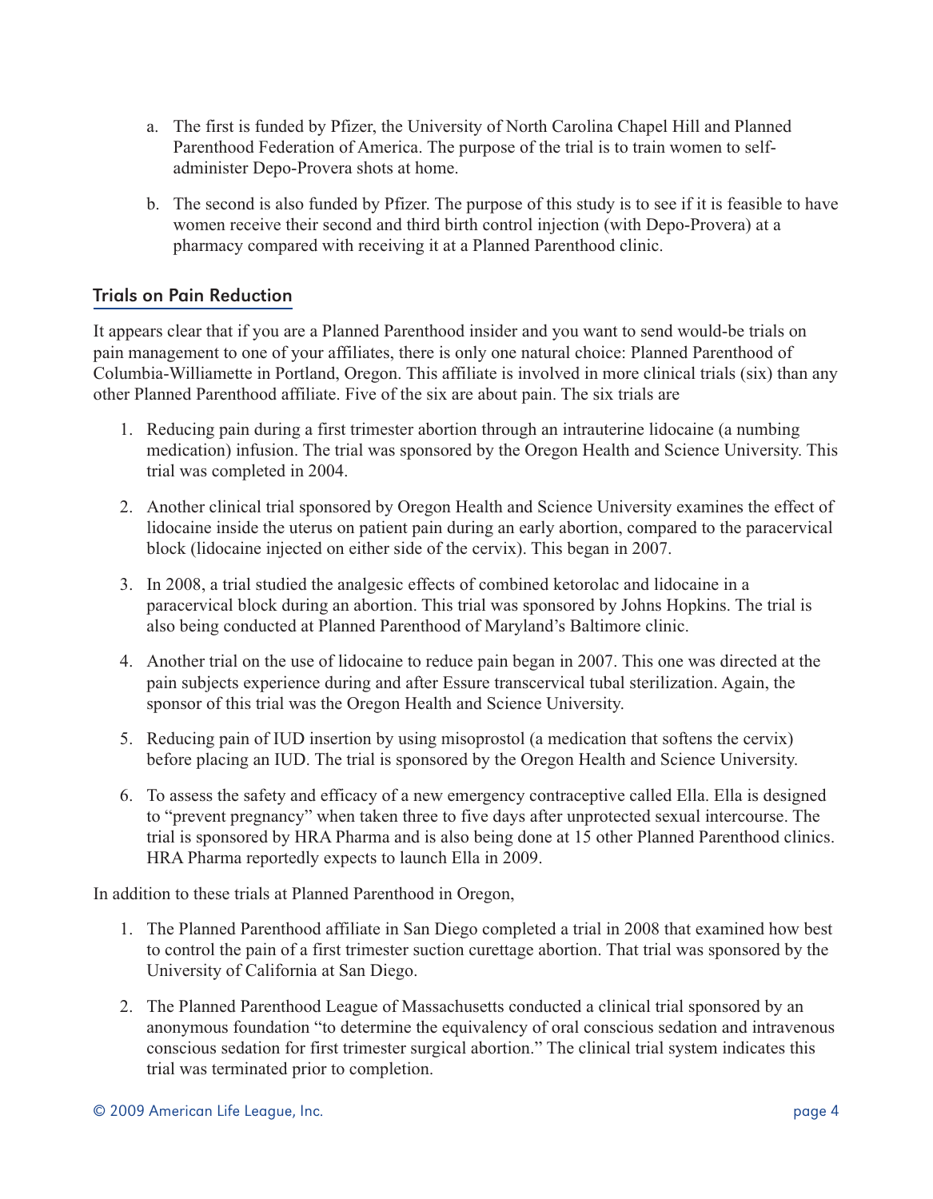a. The first is funded by Pfizer, the University of North Carolina Chapel Hill and Planned Parenthood Federation of America. The purpose of the trial is to train women to self-administer Depo-Provera shots at home.

b. The second is also funded by Pfizer. The purpose of this study is to see if it is feasible to have women receive their second and third birth control injection (with Depo-Provera) at a pharmacy compared with receiving it at a Planned Parenthood clinic.

## Trials on Pain Reduction

It appears clear that if you are a Planned Parenthood insider and you want to send would-be trials on pain management to one of your affiliates, there is only one natural choice: Planned Parenthood of Columbia-Williamette in Portland, Oregon. This affiliate is involved in more clinical trials (six) than any other Planned Parenthood affiliate. Five of the six are about pain. The six trials are

1. Reducing pain during a first trimester abortion through an intrauterine lidocaine (a numbing medication) infusion. The trial was sponsored by the Oregon Health and Science University. This trial was completed in 2004.
2. Another clinical trial sponsored by Oregon Health and Science University examines the effect of lidocaine inside the uterus on patient pain during an early abortion, compared to the paracervical block (lidocaine injected on either side of the cervix). This began in 2007.
3. In 2008, a trial studied the analgesic effects of combined ketorolac and lidocaine in a paracervical block during an abortion. This trial was sponsored by Johns Hopkins. The trial is also being conducted at Planned Parenthood of Maryland's Baltimore clinic.
4. Another trial on the use of lidocaine to reduce pain began in 2007. This one was directed at the pain subjects experience during and after Essure transcervical tubal sterilization. Again, the sponsor of this trial was the Oregon Health and Science University.
5. Reducing pain of IUD insertion by using misoprostol (a medication that softens the cervix) before placing an IUD. The trial is sponsored by the Oregon Health and Science University.
6. To assess the safety and efficacy of a new emergency contraceptive called Ella. Ella is designed to "prevent pregnancy" when taken three to five days after unprotected sexual intercourse. The trial is sponsored by HRA Pharma and is also being done at 15 other Planned Parenthood clinics. HRA Pharma reportedly expects to launch Ella in 2009.

In addition to these trials at Planned Parenthood in Oregon,

1. The Planned Parenthood affiliate in San Diego completed a trial in 2008 that examined how best to control the pain of a first trimester suction curettage abortion. That trial was sponsored by the University of California at San Diego.
2. The Planned Parenthood League of Massachusetts conducted a clinical trial sponsored by an anonymous foundation "to determine the equivalency of oral conscious sedation and intravenous conscious sedation for first trimester surgical abortion." The clinical trial system indicates this trial was terminated prior to completion.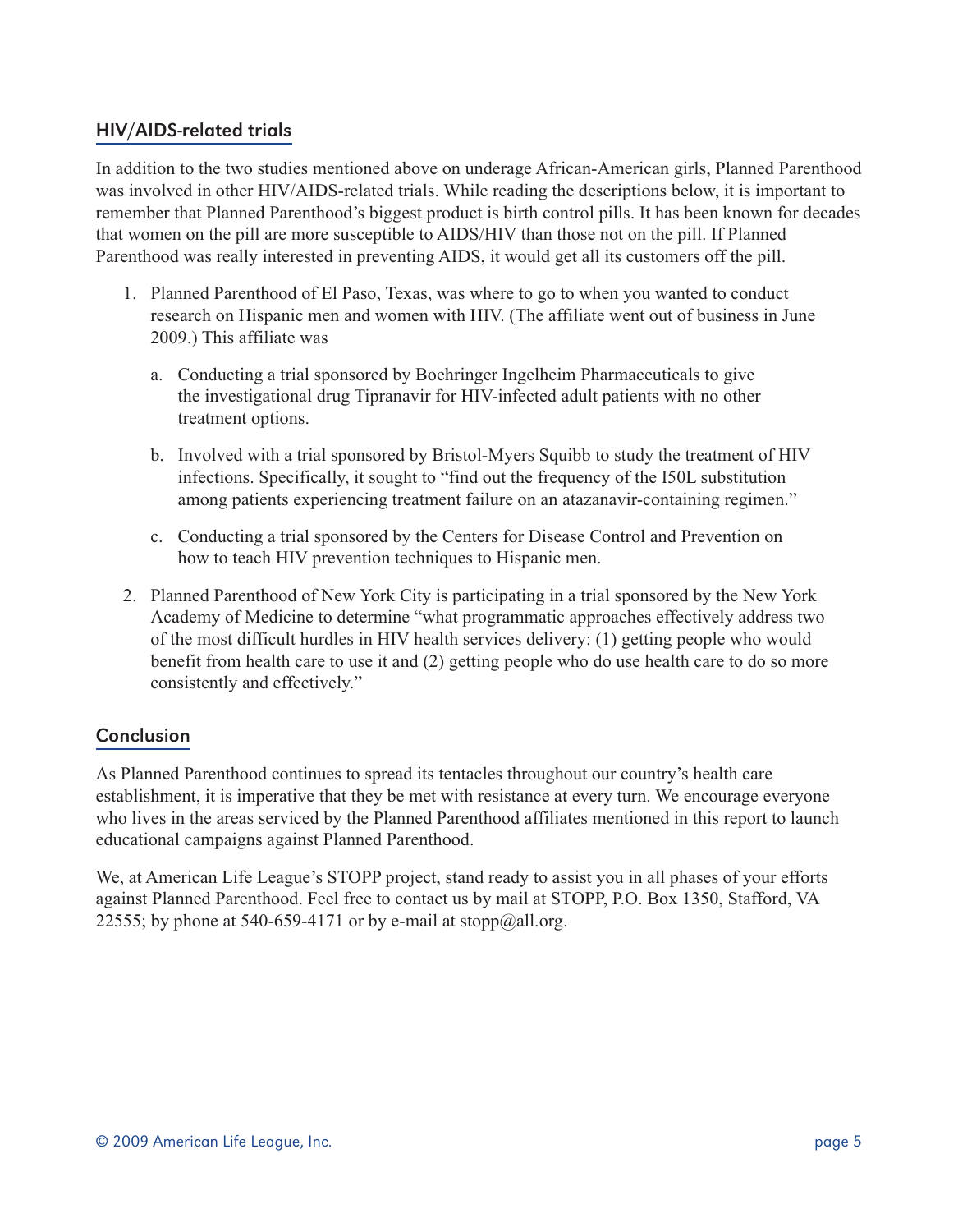## HIV/AIDS-related trials

In addition to the two studies mentioned above on underage African-American girls, Planned Parenthood was involved in other HIV/AIDS-related trials. While reading the descriptions below, it is important to remember that Planned Parenthood's biggest product is birth control pills. It has been known for decades that women on the pill are more susceptible to AIDS/HIV than those not on the pill. If Planned Parenthood was really interested in preventing AIDS, it would get all its customers off the pill.

1. Planned Parenthood of El Paso, Texas, was where to go to when you wanted to conduct research on Hispanic men and women with HIV. (The affiliate went out of business in June 2009.) This affiliate was

   a. Conducting a trial sponsored by Boehringer Ingelheim Pharmaceuticals to give the investigational drug Tipranavir for HIV-infected adult patients with no other treatment options.

   b. Involved with a trial sponsored by Bristol-Myers Squibb to study the treatment of HIV infections. Specifically, it sought to "find out the frequency of the I50L substitution among patients experiencing treatment failure on an atazanavir-containing regimen."

   c. Conducting a trial sponsored by the Centers for Disease Control and Prevention on how to teach HIV prevention techniques to Hispanic men.

2. Planned Parenthood of New York City is participating in a trial sponsored by the New York Academy of Medicine to determine "what programmatic approaches effectively address two of the most difficult hurdles in HIV health services delivery: (1) getting people who would benefit from health care to use it and (2) getting people who do use health care to do so more consistently and effectively."

## Conclusion

As Planned Parenthood continues to spread its tentacles throughout our country's health care establishment, it is imperative that they be met with resistance at every turn. We encourage everyone who lives in the areas serviced by the Planned Parenthood affiliates mentioned in this report to launch educational campaigns against Planned Parenthood.

We, at American Life League's STOPP project, stand ready to assist you in all phases of your efforts against Planned Parenthood. Feel free to contact us by mail at STOPP, P.O. Box 1350, Stafford, VA 22555; by phone at 540-659-4171 or by e-mail at stopp@all.org.

© 2009 American Life League, Inc.